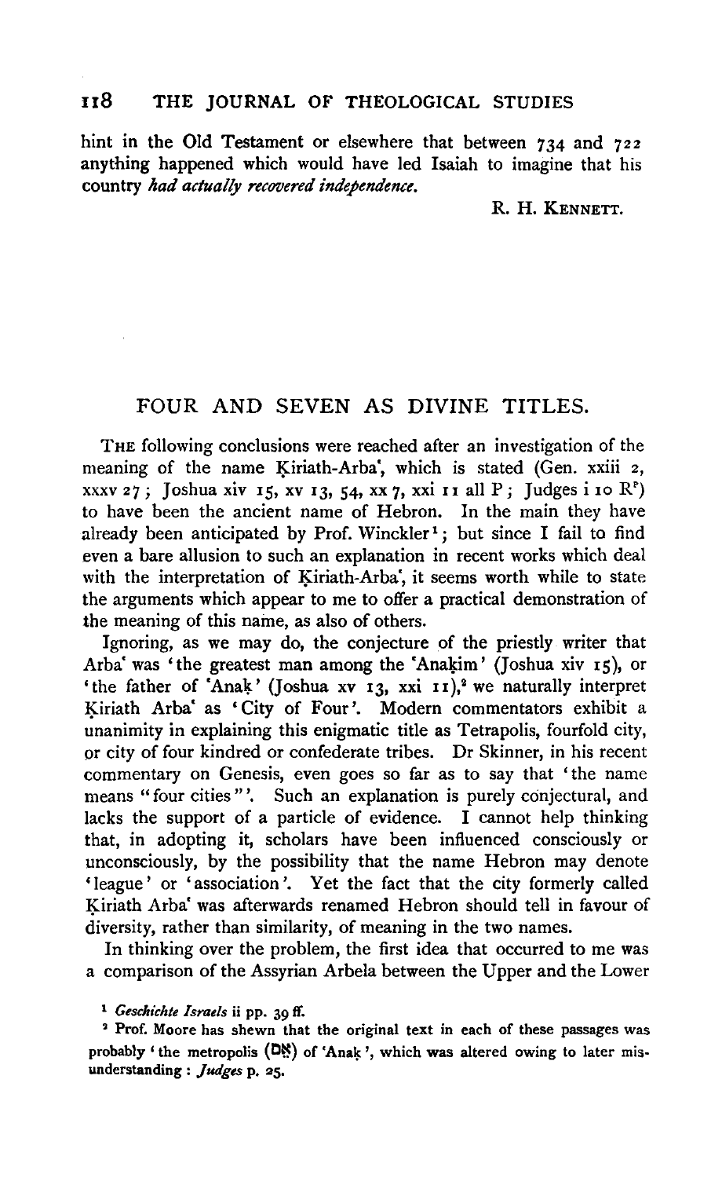hint in the Old Testament or elsewhere that between 734 and 722 anything happened which would have led Isaiah to imagine that his country *had actually recovered independence*.

R. H. KENNETT.

## FOUR AND SEVEN AS DIVINE TITLES.

THE following conclusions were reached after an investigation of the meaning of the name Ḳiriath-Arbaʿ, which is stated (Gen. xxiii 2, xxxv 27; Joshua xiv 15, xv 13, 54, xx 7, xxi 11 all P; Judges i 10 R[P]) to have been the ancient name of Hebron. In the main they have already been anticipated by Prof. Winckler[1]; but since I fail to find even a bare allusion to such an explanation in recent works which deal with the interpretation of Ḳiriath-Arbaʿ, it seems worth while to state the arguments which appear to me to offer a practical demonstration of the meaning of this name, as also of others.

Ignoring, as we may do, the conjecture of the priestly writer that Arbaʿ was 'the greatest man among the ʿAnaḳim' (Joshua xiv 15), or 'the father of ʿAnaḳ' (Joshua xv 13, xxi 11),[2] we naturally interpret Ḳiriath Arbaʿ as 'City of Four'. Modern commentators exhibit a unanimity in explaining this enigmatic title as Tetrapolis, fourfold city, or city of four kindred or confederate tribes. Dr Skinner, in his recent commentary on Genesis, even goes so far as to say that 'the name means "four cities"'. Such an explanation is purely conjectural, and lacks the support of a particle of evidence. I cannot help thinking that, in adopting it, scholars have been influenced consciously or unconsciously, by the possibility that the name Hebron may denote 'league' or 'association'. Yet the fact that the city formerly called Ḳiriath Arbaʿ was afterwards renamed Hebron should tell in favour of diversity, rather than similarity, of meaning in the two names.

In thinking over the problem, the first idea that occurred to me was a comparison of the Assyrian Arbela between the Upper and the Lower

[1] *Geschichte Israels* ii pp. 39 ff.

[2] Prof. Moore has shewn that the original text in each of these passages was probably 'the metropolis (אֵם) of ʿAnaḳ', which was altered owing to later misunderstanding: *Judges* p. 25.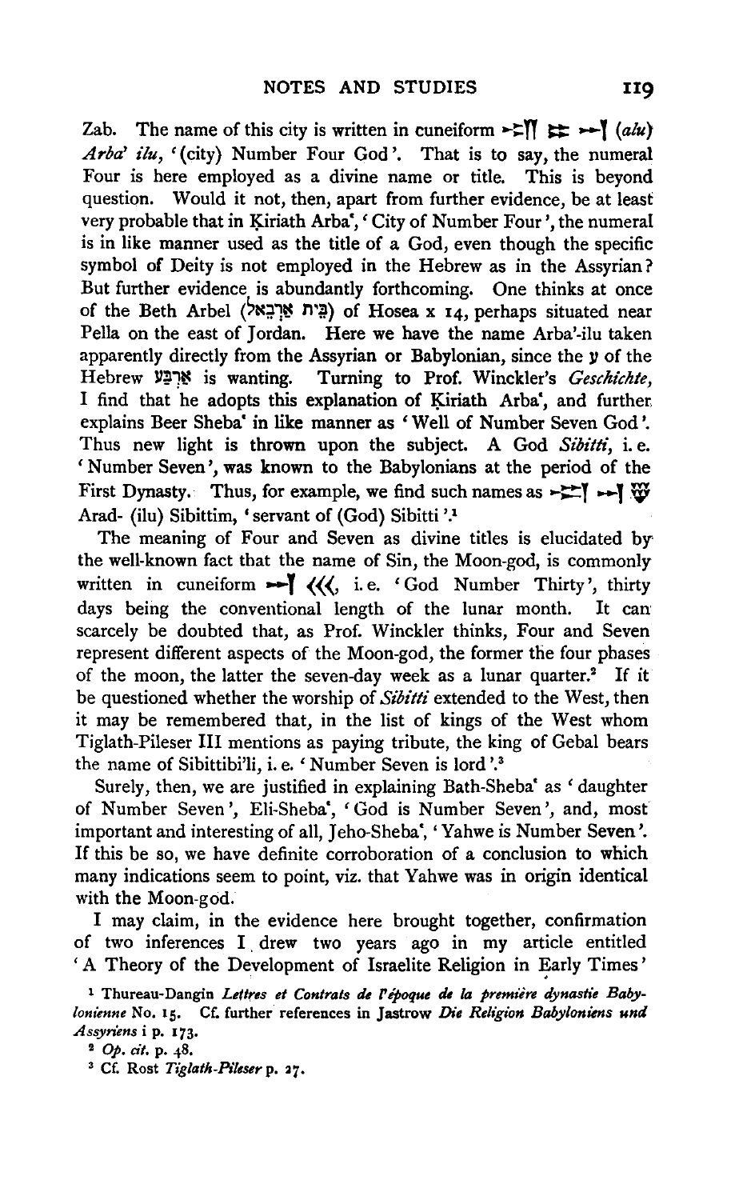Zab. The name of this city is written in cuneiform ►ΞΥ ΞΞ ►►Υ (*alu*) *Arba' ilu*, '(city) Number Four God'. That is to say, the numeral Four is here employed as a divine name or title. This is beyond question. Would it not, then, apart from further evidence, be at least very probable that in Ḳiriath Arba', 'City of Number Four', the numeral is in like manner used as the title of a God, even though the specific symbol of Deity is not employed in the Hebrew as in the Assyrian? But further evidence is abundantly forthcoming. One thinks at once of the Beth Arbel (בֵּית אַרְבֵאל) of Hosea x 14, perhaps situated near Pella on the east of Jordan. Here we have the name Arba'-ilu taken apparently directly from the Assyrian or Babylonian, since the ע of the Hebrew אַרְבַּע is wanting. Turning to Prof. Winckler's *Geschichte*, I find that he adopts this explanation of Ḳiriath Arba', and further explains Beer Sheba' in like manner as 'Well of Number Seven God'. Thus new light is thrown upon the subject. A God *Sibitti*, i. e. 'Number Seven', was known to the Babylonians at the period of the First Dynasty. Thus, for example, we find such names as ►ΞΥ ►►Υ ⩡ Arad- (ilu) Sibittim, 'servant of (God) Sibitti'.[1]

The meaning of Four and Seven as divine titles is elucidated by the well-known fact that the name of Sin, the Moon-god, is commonly written in cuneiform ►►Υ ⟨⟨⟨, i. e. 'God Number Thirty', thirty days being the conventional length of the lunar month. It can scarcely be doubted that, as Prof. Winckler thinks, Four and Seven represent different aspects of the Moon-god, the former the four phases of the moon, the latter the seven-day week as a lunar quarter.[2] If it be questioned whether the worship of *Sibitti* extended to the West, then it may be remembered that, in the list of kings of the West whom Tiglath-Pileser III mentions as paying tribute, the king of Gebal bears the name of Sibittibi'li, i. e. 'Number Seven is lord'.[3]

Surely, then, we are justified in explaining Bath-Sheba' as 'daughter of Number Seven', Eli-Sheba', 'God is Number Seven', and, most important and interesting of all, Jeho-Sheba', 'Yahwe is Number Seven'. If this be so, we have definite corroboration of a conclusion to which many indications seem to point, viz. that Yahwe was in origin identical with the Moon-god.

I may claim, in the evidence here brought together, confirmation of two inferences I drew two years ago in my article entitled 'A Theory of the Development of Israelite Religion in Early Times'

[1] Thureau-Dangin *Lettres et Contrats de l'époque de la première dynastie Babylonienne* No. 15. Cf. further references in Jastrow *Die Religion Babyloniens und Assyriens* i p. 173.

[2] *Op. cit.* p. 48.

[3] Cf. Rost *Tiglath-Pileser* p. 27.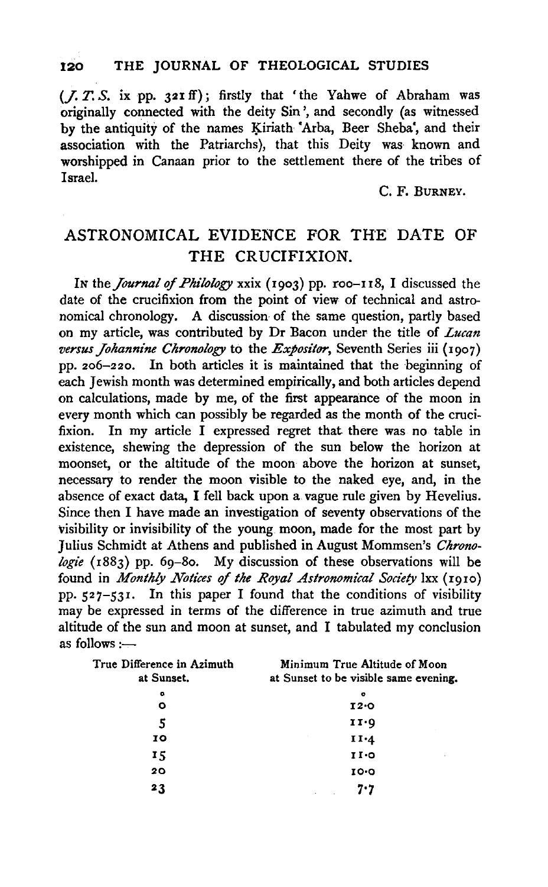(*J. T. S.* ix pp. 321 ff); firstly that 'the Yahwe of Abraham was originally connected with the deity Sin', and secondly (as witnessed by the antiquity of the names Ḳiriath 'Arba, Beer Sheba', and their association with the Patriarchs), that this Deity was known and worshipped in Canaan prior to the settlement there of the tribes of Israel.

C. F. BURNEY.

## ASTRONOMICAL EVIDENCE FOR THE DATE OF THE CRUCIFIXION.

IN the *Journal of Philology* xxix (1903) pp. 100–118, I discussed the date of the crucifixion from the point of view of technical and astronomical chronology. A discussion of the same question, partly based on my article, was contributed by Dr Bacon under the title of *Lucan versus Johannine Chronology* to the *Expositor*, Seventh Series iii (1907) pp. 206–220. In both articles it is maintained that the beginning of each Jewish month was determined empirically, and both articles depend on calculations, made by me, of the first appearance of the moon in every month which can possibly be regarded as the month of the crucifixion. In my article I expressed regret that there was no table in existence, shewing the depression of the sun below the horizon at moonset, or the altitude of the moon above the horizon at sunset, necessary to render the moon visible to the naked eye, and, in the absence of exact data, I fell back upon a vague rule given by Hevelius. Since then I have made an investigation of seventy observations of the visibility or invisibility of the young moon, made for the most part by Julius Schmidt at Athens and published in August Mommsen's *Chronologie* (1883) pp. 69–80. My discussion of these observations will be found in *Monthly Notices of the Royal Astronomical Society* lxx (1910) pp. 527–531. In this paper I found that the conditions of visibility may be expressed in terms of the difference in true azimuth and true altitude of the sun and moon at sunset, and I tabulated my conclusion as follows:—

| True Difference in Azimuth at Sunset. | Minimum True Altitude of Moon at Sunset to be visible same evening. |
|---|---|
| ° | ° |
| 0 | 12·0 |
| 5 | 11·9 |
| 10 | 11·4 |
| 15 | 11·0 |
| 20 | 10·0 |
| 23 | 7·7 |